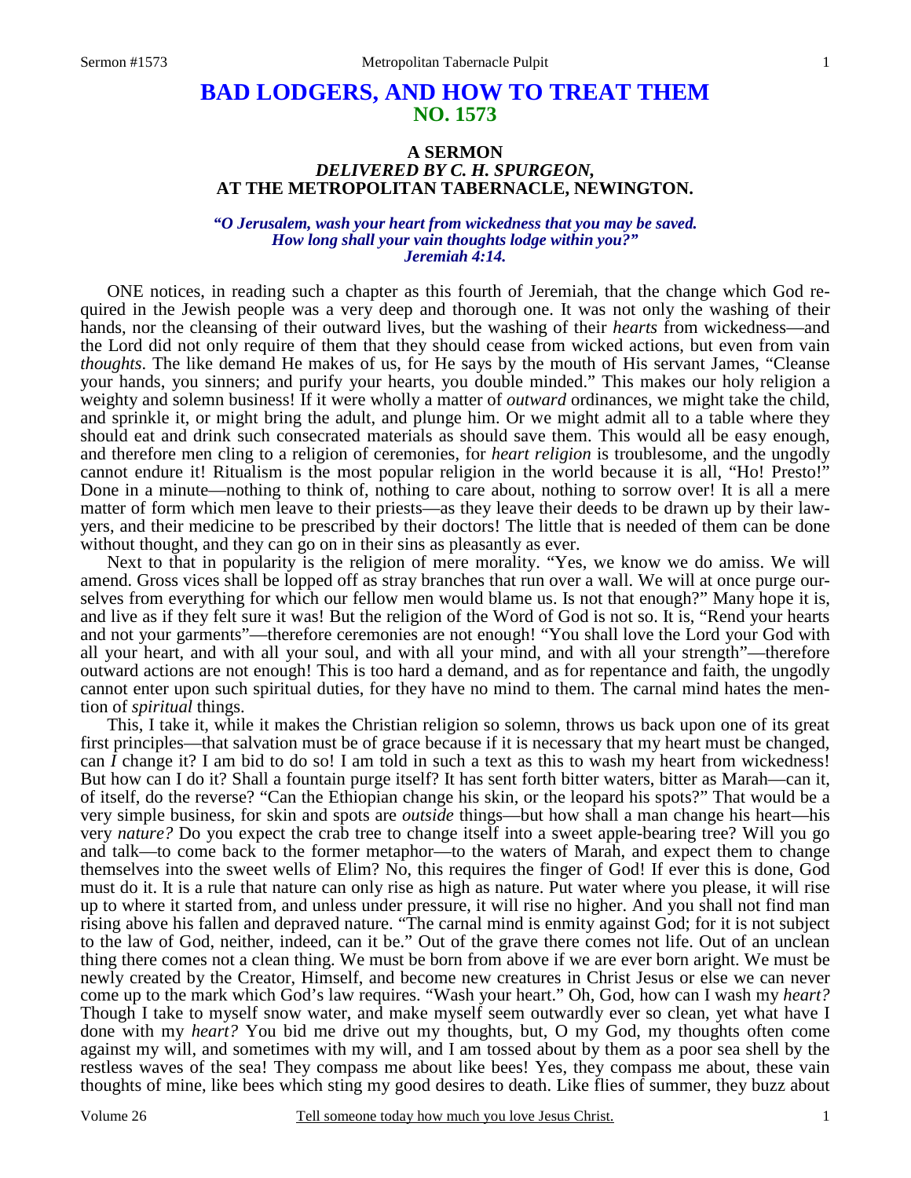# BAD LODGERS, AND HOW TO TREAT THEM
## NO. 1573

### A SERMON
### *DELIVERED BY C. H. SPURGEON,*
### AT THE METROPOLITAN TABERNACLE, NEWINGTON.

***"O Jerusalem, wash your heart from wickedness that you may be saved. How long shall your vain thoughts lodge within you?" Jeremiah 4:14.***

ONE notices, in reading such a chapter as this fourth of Jeremiah, that the change which God required in the Jewish people was a very deep and thorough one. It was not only the washing of their hands, nor the cleansing of their outward lives, but the washing of their *hearts* from wickedness—and the Lord did not only require of them that they should cease from wicked actions, but even from vain *thoughts*. The like demand He makes of us, for He says by the mouth of His servant James, "Cleanse your hands, you sinners; and purify your hearts, you double minded." This makes our holy religion a weighty and solemn business! If it were wholly a matter of *outward* ordinances, we might take the child, and sprinkle it, or might bring the adult, and plunge him. Or we might admit all to a table where they should eat and drink such consecrated materials as should save them. This would all be easy enough, and therefore men cling to a religion of ceremonies, for *heart religion* is troublesome, and the ungodly cannot endure it! Ritualism is the most popular religion in the world because it is all, "Ho! Presto!" Done in a minute—nothing to think of, nothing to care about, nothing to sorrow over! It is all a mere matter of form which men leave to their priests—as they leave their deeds to be drawn up by their lawyers, and their medicine to be prescribed by their doctors! The little that is needed of them can be done without thought, and they can go on in their sins as pleasantly as ever.

Next to that in popularity is the religion of mere morality. "Yes, we know we do amiss. We will amend. Gross vices shall be lopped off as stray branches that run over a wall. We will at once purge ourselves from everything for which our fellow men would blame us. Is not that enough?" Many hope it is, and live as if they felt sure it was! But the religion of the Word of God is not so. It is, "Rend your hearts and not your garments"—therefore ceremonies are not enough! "You shall love the Lord your God with all your heart, and with all your soul, and with all your mind, and with all your strength"—therefore outward actions are not enough! This is too hard a demand, and as for repentance and faith, the ungodly cannot enter upon such spiritual duties, for they have no mind to them. The carnal mind hates the mention of *spiritual* things.

This, I take it, while it makes the Christian religion so solemn, throws us back upon one of its great first principles—that salvation must be of grace because if it is necessary that my heart must be changed, can *I* change it? I am bid to do so! I am told in such a text as this to wash my heart from wickedness! But how can I do it? Shall a fountain purge itself? It has sent forth bitter waters, bitter as Marah—can it, of itself, do the reverse? "Can the Ethiopian change his skin, or the leopard his spots?" That would be a very simple business, for skin and spots are *outside* things—but how shall a man change his heart—his very *nature?* Do you expect the crab tree to change itself into a sweet apple-bearing tree? Will you go and talk—to come back to the former metaphor—to the waters of Marah, and expect them to change themselves into the sweet wells of Elim? No, this requires the finger of God! If ever this is done, God must do it. It is a rule that nature can only rise as high as nature. Put water where you please, it will rise up to where it started from, and unless under pressure, it will rise no higher. And you shall not find man rising above his fallen and depraved nature. "The carnal mind is enmity against God; for it is not subject to the law of God, neither, indeed, can it be." Out of the grave there comes not life. Out of an unclean thing there comes not a clean thing. We must be born from above if we are ever born aright. We must be newly created by the Creator, Himself, and become new creatures in Christ Jesus or else we can never come up to the mark which God's law requires. "Wash your heart." Oh, God, how can I wash my *heart?* Though I take to myself snow water, and make myself seem outwardly ever so clean, yet what have I done with my *heart?* You bid me drive out my thoughts, but, O my God, my thoughts often come against my will, and sometimes with my will, and I am tossed about by them as a poor sea shell by the restless waves of the sea! They compass me about like bees! Yes, they compass me about, these vain thoughts of mine, like bees which sting my good desires to death. Like flies of summer, they buzz about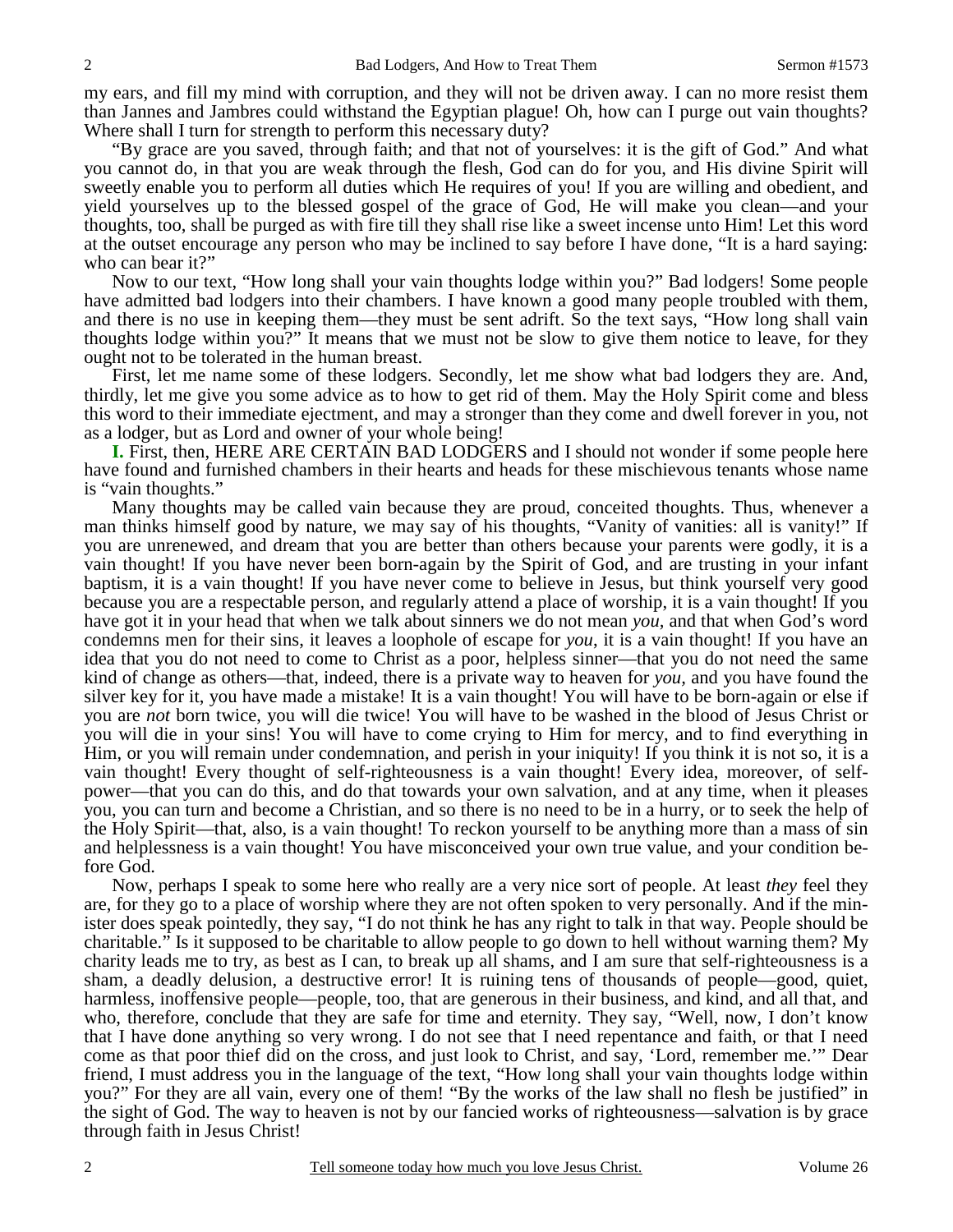my ears, and fill my mind with corruption, and they will not be driven away. I can no more resist them than Jannes and Jambres could withstand the Egyptian plague! Oh, how can I purge out vain thoughts? Where shall I turn for strength to perform this necessary duty?

"By grace are you saved, through faith; and that not of yourselves: it is the gift of God." And what you cannot do, in that you are weak through the flesh, God can do for you, and His divine Spirit will sweetly enable you to perform all duties which He requires of you! If you are willing and obedient, and yield yourselves up to the blessed gospel of the grace of God, He will make you clean—and your thoughts, too, shall be purged as with fire till they shall rise like a sweet incense unto Him! Let this word at the outset encourage any person who may be inclined to say before I have done, "It is a hard saying: who can bear it?"

Now to our text, "How long shall your vain thoughts lodge within you?" Bad lodgers! Some people have admitted bad lodgers into their chambers. I have known a good many people troubled with them, and there is no use in keeping them—they must be sent adrift. So the text says, "How long shall vain thoughts lodge within you?" It means that we must not be slow to give them notice to leave, for they ought not to be tolerated in the human breast.

First, let me name some of these lodgers. Secondly, let me show what bad lodgers they are. And, thirdly, let me give you some advice as to how to get rid of them. May the Holy Spirit come and bless this word to their immediate ejectment, and may a stronger than they come and dwell forever in you, not as a lodger, but as Lord and owner of your whole being!

**I.** First, then, HERE ARE CERTAIN BAD LODGERS and I should not wonder if some people here have found and furnished chambers in their hearts and heads for these mischievous tenants whose name is "vain thoughts."

Many thoughts may be called vain because they are proud, conceited thoughts. Thus, whenever a man thinks himself good by nature, we may say of his thoughts, "Vanity of vanities: all is vanity!" If you are unrenewed, and dream that you are better than others because your parents were godly, it is a vain thought! If you have never been born-again by the Spirit of God, and are trusting in your infant baptism, it is a vain thought! If you have never come to believe in Jesus, but think yourself very good because you are a respectable person, and regularly attend a place of worship, it is a vain thought! If you have got it in your head that when we talk about sinners we do not mean *you*, and that when God's word condemns men for their sins, it leaves a loophole of escape for *you*, it is a vain thought! If you have an idea that you do not need to come to Christ as a poor, helpless sinner—that you do not need the same kind of change as others—that, indeed, there is a private way to heaven for *you,* and you have found the silver key for it, you have made a mistake! It is a vain thought! You will have to be born-again or else if you are *not* born twice, you will die twice! You will have to be washed in the blood of Jesus Christ or you will die in your sins! You will have to come crying to Him for mercy, and to find everything in Him, or you will remain under condemnation, and perish in your iniquity! If you think it is not so, it is a vain thought! Every thought of self-righteousness is a vain thought! Every idea, moreover, of self-power—that you can do this, and do that towards your own salvation, and at any time, when it pleases you, you can turn and become a Christian, and so there is no need to be in a hurry, or to seek the help of the Holy Spirit—that, also, is a vain thought! To reckon yourself to be anything more than a mass of sin and helplessness is a vain thought! You have misconceived your own true value, and your condition before God.

Now, perhaps I speak to some here who really are a very nice sort of people. At least *they* feel they are, for they go to a place of worship where they are not often spoken to very personally. And if the minister does speak pointedly, they say, "I do not think he has any right to talk in that way. People should be charitable." Is it supposed to be charitable to allow people to go down to hell without warning them? My charity leads me to try, as best as I can, to break up all shams, and I am sure that self-righteousness is a sham, a deadly delusion, a destructive error! It is ruining tens of thousands of people—good, quiet, harmless, inoffensive people—people, too, that are generous in their business, and kind, and all that, and who, therefore, conclude that they are safe for time and eternity. They say, "Well, now, I don't know that I have done anything so very wrong. I do not see that I need repentance and faith, or that I need come as that poor thief did on the cross, and just look to Christ, and say, 'Lord, remember me.'" Dear friend, I must address you in the language of the text, "How long shall your vain thoughts lodge within you?" For they are all vain, every one of them! "By the works of the law shall no flesh be justified" in the sight of God. The way to heaven is not by our fancied works of righteousness—salvation is by grace through faith in Jesus Christ!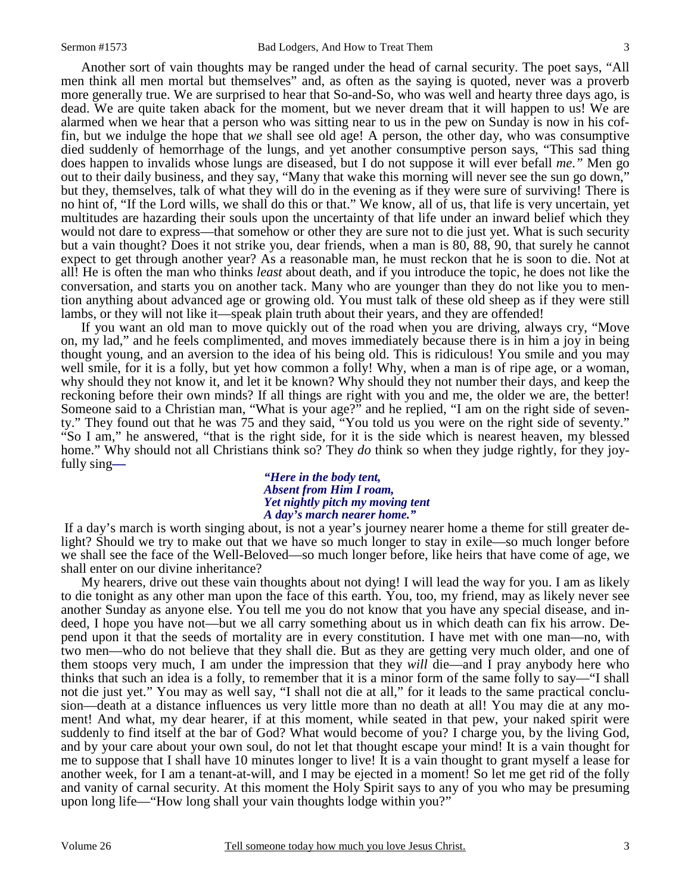Another sort of vain thoughts may be ranged under the head of carnal security. The poet says, "All men think all men mortal but themselves" and, as often as the saying is quoted, never was a proverb more generally true. We are surprised to hear that So-and-So, who was well and hearty three days ago, is dead. We are quite taken aback for the moment, but we never dream that it will happen to us! We are alarmed when we hear that a person who was sitting near to us in the pew on Sunday is now in his coffin, but we indulge the hope that *we* shall see old age! A person, the other day, who was consumptive died suddenly of hemorrhage of the lungs, and yet another consumptive person says, "This sad thing does happen to invalids whose lungs are diseased, but I do not suppose it will ever befall *me."* Men go out to their daily business, and they say, "Many that wake this morning will never see the sun go down," but they, themselves, talk of what they will do in the evening as if they were sure of surviving! There is no hint of, "If the Lord wills, we shall do this or that." We know, all of us, that life is very uncertain, yet multitudes are hazarding their souls upon the uncertainty of that life under an inward belief which they would not dare to express—that somehow or other they are sure not to die just yet. What is such security but a vain thought? Does it not strike you, dear friends, when a man is 80, 88, 90, that surely he cannot expect to get through another year? As a reasonable man, he must reckon that he is soon to die. Not at all! He is often the man who thinks *least* about death, and if you introduce the topic, he does not like the conversation, and starts you on another tack. Many who are younger than they do not like you to mention anything about advanced age or growing old. You must talk of these old sheep as if they were still lambs, or they will not like it—speak plain truth about their years, and they are offended!

If you want an old man to move quickly out of the road when you are driving, always cry, "Move on, my lad," and he feels complimented, and moves immediately because there is in him a joy in being thought young, and an aversion to the idea of his being old. This is ridiculous! You smile and you may well smile, for it is a folly, but yet how common a folly! Why, when a man is of ripe age, or a woman, why should they not know it, and let it be known? Why should they not number their days, and keep the reckoning before their own minds? If all things are right with you and me, the older we are, the better! Someone said to a Christian man, "What is your age?" and he replied, "I am on the right side of seventy." They found out that he was 75 and they said, "You told us you were on the right side of seventy." "So I am," he answered, "that is the right side, for it is the side which is nearest heaven, my blessed home." Why should not all Christians think so? They *do* think so when they judge rightly, for they joyfully sing—

> ***"Here in the body tent,***
> ***Absent from Him I roam,***
> ***Yet nightly pitch my moving tent***
> ***A day's march nearer home."***

If a day's march is worth singing about, is not a year's journey nearer home a theme for still greater delight? Should we try to make out that we have so much longer to stay in exile—so much longer before we shall see the face of the Well-Beloved—so much longer before, like heirs that have come of age, we shall enter on our divine inheritance?

My hearers, drive out these vain thoughts about not dying! I will lead the way for you. I am as likely to die tonight as any other man upon the face of this earth. You, too, my friend, may as likely never see another Sunday as anyone else. You tell me you do not know that you have any special disease, and indeed, I hope you have not—but we all carry something about us in which death can fix his arrow. Depend upon it that the seeds of mortality are in every constitution. I have met with one man—no, with two men—who do not believe that they shall die. But as they are getting very much older, and one of them stoops very much, I am under the impression that they *will* die—and I pray anybody here who thinks that such an idea is a folly, to remember that it is a minor form of the same folly to say—"I shall not die just yet." You may as well say, "I shall not die at all," for it leads to the same practical conclusion—death at a distance influences us very little more than no death at all! You may die at any moment! And what, my dear hearer, if at this moment, while seated in that pew, your naked spirit were suddenly to find itself at the bar of God? What would become of you? I charge you, by the living God, and by your care about your own soul, do not let that thought escape your mind! It is a vain thought for me to suppose that I shall have 10 minutes longer to live! It is a vain thought to grant myself a lease for another week, for I am a tenant-at-will, and I may be ejected in a moment! So let me get rid of the folly and vanity of carnal security. At this moment the Holy Spirit says to any of you who may be presuming upon long life—"How long shall your vain thoughts lodge within you?"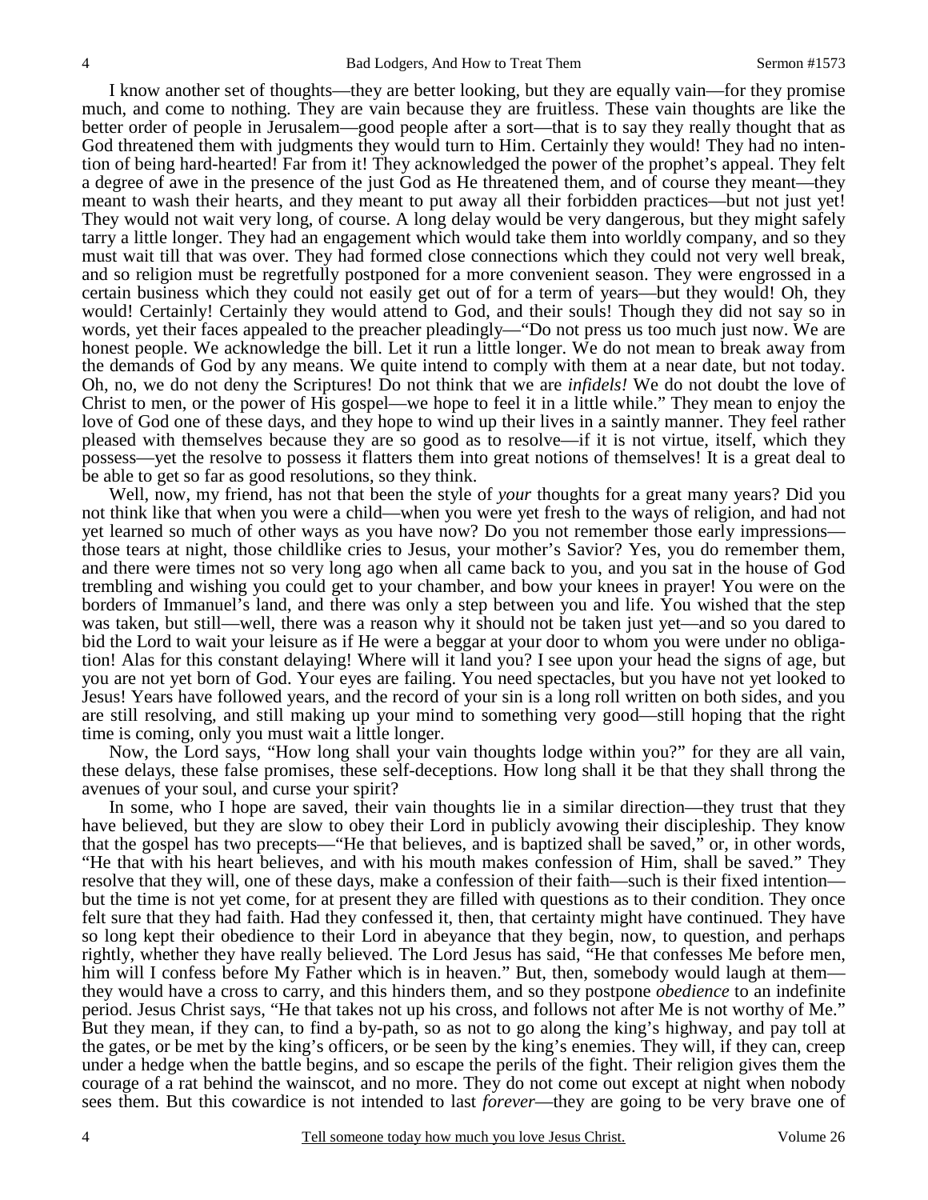I know another set of thoughts—they are better looking, but they are equally vain—for they promise much, and come to nothing. They are vain because they are fruitless. These vain thoughts are like the better order of people in Jerusalem—good people after a sort—that is to say they really thought that as God threatened them with judgments they would turn to Him. Certainly they would! They had no intention of being hard-hearted! Far from it! They acknowledged the power of the prophet's appeal. They felt a degree of awe in the presence of the just God as He threatened them, and of course they meant—they meant to wash their hearts, and they meant to put away all their forbidden practices—but not just yet! They would not wait very long, of course. A long delay would be very dangerous, but they might safely tarry a little longer. They had an engagement which would take them into worldly company, and so they must wait till that was over. They had formed close connections which they could not very well break, and so religion must be regretfully postponed for a more convenient season. They were engrossed in a certain business which they could not easily get out of for a term of years—but they would! Oh, they would! Certainly! Certainly they would attend to God, and their souls! Though they did not say so in words, yet their faces appealed to the preacher pleadingly—"Do not press us too much just now. We are honest people. We acknowledge the bill. Let it run a little longer. We do not mean to break away from the demands of God by any means. We quite intend to comply with them at a near date, but not today. Oh, no, we do not deny the Scriptures! Do not think that we are *infidels!* We do not doubt the love of Christ to men, or the power of His gospel—we hope to feel it in a little while." They mean to enjoy the love of God one of these days, and they hope to wind up their lives in a saintly manner. They feel rather pleased with themselves because they are so good as to resolve—if it is not virtue, itself, which they possess—yet the resolve to possess it flatters them into great notions of themselves! It is a great deal to be able to get so far as good resolutions, so they think.

Well, now, my friend, has not that been the style of *your* thoughts for a great many years? Did you not think like that when you were a child—when you were yet fresh to the ways of religion, and had not yet learned so much of other ways as you have now? Do you not remember those early impressions—those tears at night, those childlike cries to Jesus, your mother's Savior? Yes, you do remember them, and there were times not so very long ago when all came back to you, and you sat in the house of God trembling and wishing you could get to your chamber, and bow your knees in prayer! You were on the borders of Immanuel's land, and there was only a step between you and life. You wished that the step was taken, but still—well, there was a reason why it should not be taken just yet—and so you dared to bid the Lord to wait your leisure as if He were a beggar at your door to whom you were under no obligation! Alas for this constant delaying! Where will it land you? I see upon your head the signs of age, but you are not yet born of God. Your eyes are failing. You need spectacles, but you have not yet looked to Jesus! Years have followed years, and the record of your sin is a long roll written on both sides, and you are still resolving, and still making up your mind to something very good—still hoping that the right time is coming, only you must wait a little longer.

Now, the Lord says, "How long shall your vain thoughts lodge within you?" for they are all vain, these delays, these false promises, these self-deceptions. How long shall it be that they shall throng the avenues of your soul, and curse your spirit?

In some, who I hope are saved, their vain thoughts lie in a similar direction—they trust that they have believed, but they are slow to obey their Lord in publicly avowing their discipleship. They know that the gospel has two precepts—"He that believes, and is baptized shall be saved," or, in other words, "He that with his heart believes, and with his mouth makes confession of Him, shall be saved." They resolve that they will, one of these days, make a confession of their faith—such is their fixed intention—but the time is not yet come, for at present they are filled with questions as to their condition. They once felt sure that they had faith. Had they confessed it, then, that certainty might have continued. They have so long kept their obedience to their Lord in abeyance that they begin, now, to question, and perhaps rightly, whether they have really believed. The Lord Jesus has said, "He that confesses Me before men, him will I confess before My Father which is in heaven." But, then, somebody would laugh at them—they would have a cross to carry, and this hinders them, and so they postpone *obedience* to an indefinite period. Jesus Christ says, "He that takes not up his cross, and follows not after Me is not worthy of Me." But they mean, if they can, to find a by-path, so as not to go along the king's highway, and pay toll at the gates, or be met by the king's officers, or be seen by the king's enemies. They will, if they can, creep under a hedge when the battle begins, and so escape the perils of the fight. Their religion gives them the courage of a rat behind the wainscot, and no more. They do not come out except at night when nobody sees them. But this cowardice is not intended to last *forever*—they are going to be very brave one of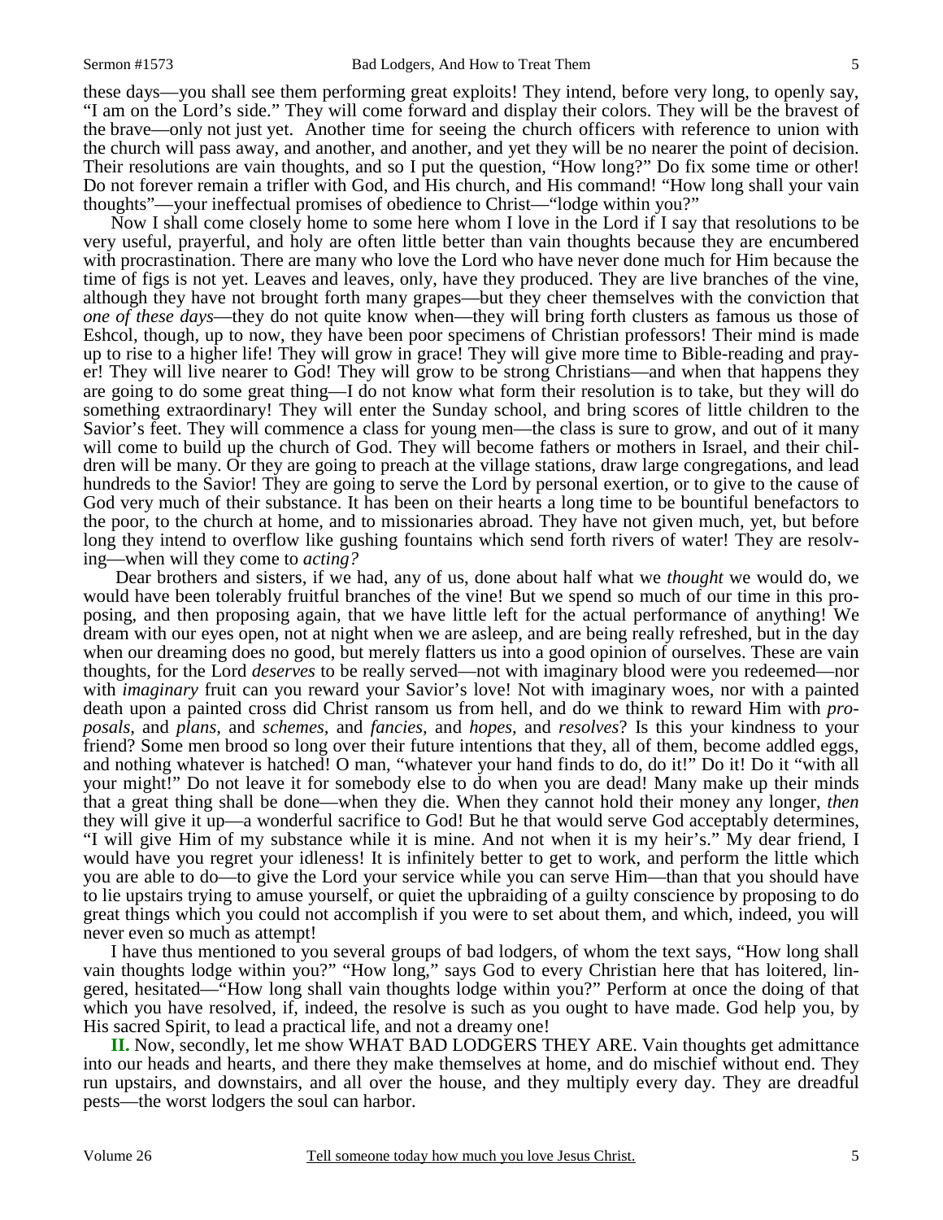these days—you shall see them performing great exploits! They intend, before very long, to openly say, "I am on the Lord's side." They will come forward and display their colors. They will be the bravest of the brave—only not just yet. Another time for seeing the church officers with reference to union with the church will pass away, and another, and another, and yet they will be no nearer the point of decision. Their resolutions are vain thoughts, and so I put the question, "How long?" Do fix some time or other! Do not forever remain a trifler with God, and His church, and His command! "How long shall your vain thoughts"—your ineffectual promises of obedience to Christ—"lodge within you?"

Now I shall come closely home to some here whom I love in the Lord if I say that resolutions to be very useful, prayerful, and holy are often little better than vain thoughts because they are encumbered with procrastination. There are many who love the Lord who have never done much for Him because the time of figs is not yet. Leaves and leaves, only, have they produced. They are live branches of the vine, although they have not brought forth many grapes—but they cheer themselves with the conviction that *one of these days*—they do not quite know when—they will bring forth clusters as famous us those of Eshcol, though, up to now, they have been poor specimens of Christian professors! Their mind is made up to rise to a higher life! They will grow in grace! They will give more time to Bible-reading and prayer! They will live nearer to God! They will grow to be strong Christians—and when that happens they are going to do some great thing—I do not know what form their resolution is to take, but they will do something extraordinary! They will enter the Sunday school, and bring scores of little children to the Savior's feet. They will commence a class for young men—the class is sure to grow, and out of it many will come to build up the church of God. They will become fathers or mothers in Israel, and their children will be many. Or they are going to preach at the village stations, draw large congregations, and lead hundreds to the Savior! They are going to serve the Lord by personal exertion, or to give to the cause of God very much of their substance. It has been on their hearts a long time to be bountiful benefactors to the poor, to the church at home, and to missionaries abroad. They have not given much, yet, but before long they intend to overflow like gushing fountains which send forth rivers of water! They are resolving—when will they come to *acting?*

Dear brothers and sisters, if we had, any of us, done about half what we *thought* we would do, we would have been tolerably fruitful branches of the vine! But we spend so much of our time in this proposing, and then proposing again, that we have little left for the actual performance of anything! We dream with our eyes open, not at night when we are asleep, and are being really refreshed, but in the day when our dreaming does no good, but merely flatters us into a good opinion of ourselves. These are vain thoughts, for the Lord *deserves* to be really served—not with imaginary blood were you redeemed—nor with *imaginary* fruit can you reward your Savior's love! Not with imaginary woes, nor with a painted death upon a painted cross did Christ ransom us from hell, and do we think to reward Him with *proposals,* and *plans,* and *schemes,* and *fancies,* and *hopes,* and *resolves*? Is this your kindness to your friend? Some men brood so long over their future intentions that they, all of them, become addled eggs, and nothing whatever is hatched! O man, "whatever your hand finds to do, do it!" Do it! Do it "with all your might!" Do not leave it for somebody else to do when you are dead! Many make up their minds that a great thing shall be done—when they die. When they cannot hold their money any longer, *then* they will give it up—a wonderful sacrifice to God! But he that would serve God acceptably determines, "I will give Him of my substance while it is mine. And not when it is my heir's." My dear friend, I would have you regret your idleness! It is infinitely better to get to work, and perform the little which you are able to do—to give the Lord your service while you can serve Him—than that you should have to lie upstairs trying to amuse yourself, or quiet the upbraiding of a guilty conscience by proposing to do great things which you could not accomplish if you were to set about them, and which, indeed, you will never even so much as attempt!

I have thus mentioned to you several groups of bad lodgers, of whom the text says, "How long shall vain thoughts lodge within you?" "How long," says God to every Christian here that has loitered, lingered, hesitated—"How long shall vain thoughts lodge within you?" Perform at once the doing of that which you have resolved, if, indeed, the resolve is such as you ought to have made. God help you, by His sacred Spirit, to lead a practical life, and not a dreamy one!

**II.** Now, secondly, let me show WHAT BAD LODGERS THEY ARE. Vain thoughts get admittance into our heads and hearts, and there they make themselves at home, and do mischief without end. They run upstairs, and downstairs, and all over the house, and they multiply every day. They are dreadful pests—the worst lodgers the soul can harbor.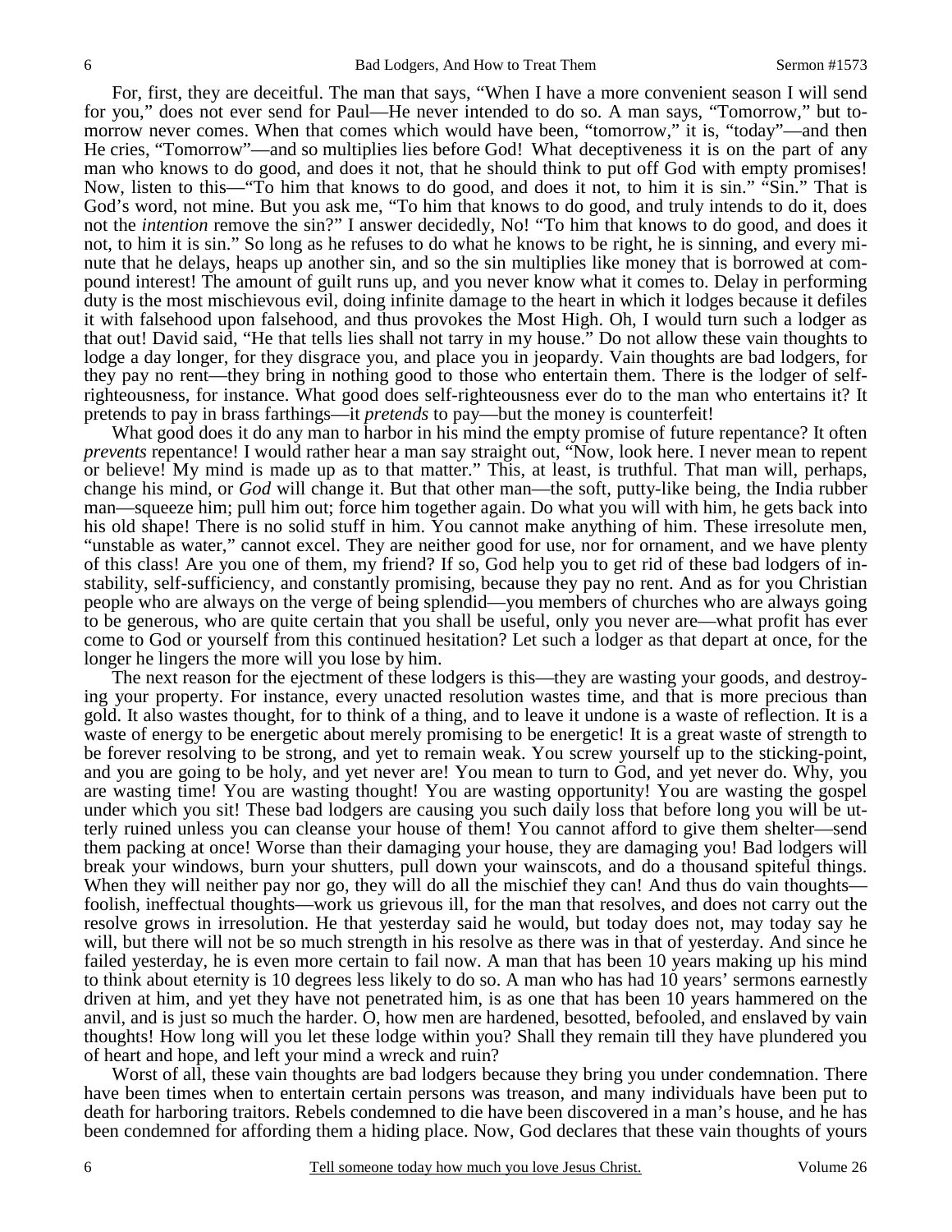For, first, they are deceitful. The man that says, "When I have a more convenient season I will send for you," does not ever send for Paul—He never intended to do so. A man says, "Tomorrow," but tomorrow never comes. When that comes which would have been, "tomorrow," it is, "today"—and then He cries, "Tomorrow"—and so multiplies lies before God! What deceptiveness it is on the part of any man who knows to do good, and does it not, that he should think to put off God with empty promises! Now, listen to this—"To him that knows to do good, and does it not, to him it is sin." "Sin." That is God's word, not mine. But you ask me, "To him that knows to do good, and truly intends to do it, does not the *intention* remove the sin?" I answer decidedly, No! "To him that knows to do good, and does it not, to him it is sin." So long as he refuses to do what he knows to be right, he is sinning, and every minute that he delays, heaps up another sin, and so the sin multiplies like money that is borrowed at compound interest! The amount of guilt runs up, and you never know what it comes to. Delay in performing duty is the most mischievous evil, doing infinite damage to the heart in which it lodges because it defiles it with falsehood upon falsehood, and thus provokes the Most High. Oh, I would turn such a lodger as that out! David said, "He that tells lies shall not tarry in my house." Do not allow these vain thoughts to lodge a day longer, for they disgrace you, and place you in jeopardy. Vain thoughts are bad lodgers, for they pay no rent—they bring in nothing good to those who entertain them. There is the lodger of self-righteousness, for instance. What good does self-righteousness ever do to the man who entertains it? It pretends to pay in brass farthings—it *pretends* to pay—but the money is counterfeit!

What good does it do any man to harbor in his mind the empty promise of future repentance? It often *prevents* repentance! I would rather hear a man say straight out, "Now, look here. I never mean to repent or believe! My mind is made up as to that matter." This, at least, is truthful. That man will, perhaps, change his mind, or *God* will change it. But that other man—the soft, putty-like being, the India rubber man—squeeze him; pull him out; force him together again. Do what you will with him, he gets back into his old shape! There is no solid stuff in him. You cannot make anything of him. These irresolute men, "unstable as water," cannot excel. They are neither good for use, nor for ornament, and we have plenty of this class! Are you one of them, my friend? If so, God help you to get rid of these bad lodgers of instability, self-sufficiency, and constantly promising, because they pay no rent. And as for you Christian people who are always on the verge of being splendid—you members of churches who are always going to be generous, who are quite certain that you shall be useful, only you never are—what profit has ever come to God or yourself from this continued hesitation? Let such a lodger as that depart at once, for the longer he lingers the more will you lose by him.

The next reason for the ejectment of these lodgers is this—they are wasting your goods, and destroying your property. For instance, every unacted resolution wastes time, and that is more precious than gold. It also wastes thought, for to think of a thing, and to leave it undone is a waste of reflection. It is a waste of energy to be energetic about merely promising to be energetic! It is a great waste of strength to be forever resolving to be strong, and yet to remain weak. You screw yourself up to the sticking-point, and you are going to be holy, and yet never are! You mean to turn to God, and yet never do. Why, you are wasting time! You are wasting thought! You are wasting opportunity! You are wasting the gospel under which you sit! These bad lodgers are causing you such daily loss that before long you will be utterly ruined unless you can cleanse your house of them! You cannot afford to give them shelter—send them packing at once! Worse than their damaging your house, they are damaging you! Bad lodgers will break your windows, burn your shutters, pull down your wainscots, and do a thousand spiteful things. When they will neither pay nor go, they will do all the mischief they can! And thus do vain thoughts—foolish, ineffectual thoughts—work us grievous ill, for the man that resolves, and does not carry out the resolve grows in irresolution. He that yesterday said he would, but today does not, may today say he will, but there will not be so much strength in his resolve as there was in that of yesterday. And since he failed yesterday, he is even more certain to fail now. A man that has been 10 years making up his mind to think about eternity is 10 degrees less likely to do so. A man who has had 10 years' sermons earnestly driven at him, and yet they have not penetrated him, is as one that has been 10 years hammered on the anvil, and is just so much the harder. O, how men are hardened, besotted, befooled, and enslaved by vain thoughts! How long will you let these lodge within you? Shall they remain till they have plundered you of heart and hope, and left your mind a wreck and ruin?

Worst of all, these vain thoughts are bad lodgers because they bring you under condemnation. There have been times when to entertain certain persons was treason, and many individuals have been put to death for harboring traitors. Rebels condemned to die have been discovered in a man's house, and he has been condemned for affording them a hiding place. Now, God declares that these vain thoughts of yours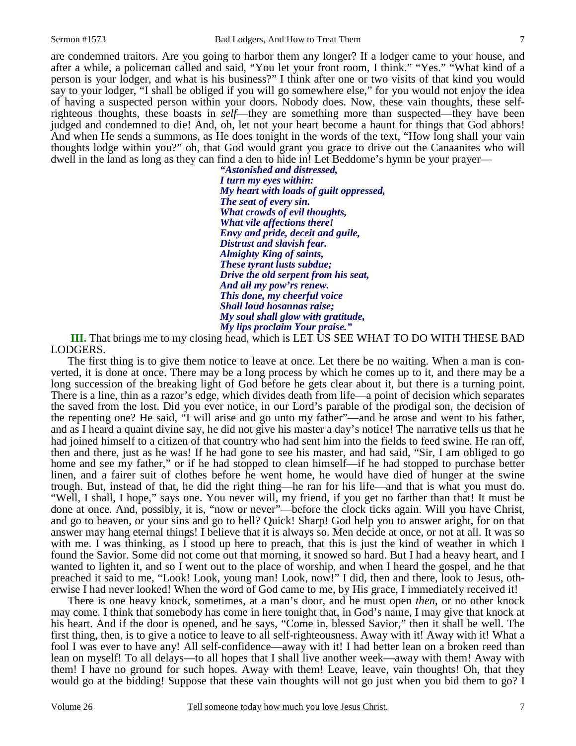are condemned traitors. Are you going to harbor them any longer? If a lodger came to your house, and after a while, a policeman called and said, "You let your front room, I think." "Yes." "What kind of a person is your lodger, and what is his business?" I think after one or two visits of that kind you would say to your lodger, "I shall be obliged if you will go somewhere else," for you would not enjoy the idea of having a suspected person within your doors. Nobody does. Now, these vain thoughts, these self-righteous thoughts, these boasts in *self*—they are something more than suspected—they have been judged and condemned to die! And, oh, let not your heart become a haunt for things that God abhors! And when He sends a summons, as He does tonight in the words of the text, "How long shall your vain thoughts lodge within you?" oh, that God would grant you grace to drive out the Canaanites who will dwell in the land as long as they can find a den to hide in! Let Beddome's hymn be your prayer—

> ***"Astonished and distressed,***
> ***I turn my eyes within:***
> ***My heart with loads of guilt oppressed,***
> ***The seat of every sin.***
> ***What crowds of evil thoughts,***
> ***What vile affections there!***
> ***Envy and pride, deceit and guile,***
> ***Distrust and slavish fear.***
> ***Almighty King of saints,***
> ***These tyrant lusts subdue;***
> ***Drive the old serpent from his seat,***
> ***And all my pow'rs renew.***
> ***This done, my cheerful voice***
> ***Shall loud hosannas raise;***
> ***My soul shall glow with gratitude,***
> ***My lips proclaim Your praise."***

**III.** That brings me to my closing head, which is LET US SEE WHAT TO DO WITH THESE BAD LODGERS.

The first thing is to give them notice to leave at once. Let there be no waiting. When a man is converted, it is done at once. There may be a long process by which he comes up to it, and there may be a long succession of the breaking light of God before he gets clear about it, but there is a turning point. There is a line, thin as a razor's edge, which divides death from life—a point of decision which separates the saved from the lost. Did you ever notice, in our Lord's parable of the prodigal son, the decision of the repenting one? He said, "I will arise and go unto my father"—and he arose and went to his father, and as I heard a quaint divine say, he did not give his master a day's notice! The narrative tells us that he had joined himself to a citizen of that country who had sent him into the fields to feed swine. He ran off, then and there, just as he was! If he had gone to see his master, and had said, "Sir, I am obliged to go home and see my father," or if he had stopped to clean himself—if he had stopped to purchase better linen, and a fairer suit of clothes before he went home, he would have died of hunger at the swine trough. But, instead of that, he did the right thing—he ran for his life—and that is what you must do. "Well, I shall, I hope," says one. You never will, my friend, if you get no farther than that! It must be done at once. And, possibly, it is, "now or never"—before the clock ticks again. Will you have Christ, and go to heaven, or your sins and go to hell? Quick! Sharp! God help you to answer aright, for on that answer may hang eternal things! I believe that it is always so. Men decide at once, or not at all. It was so with me. I was thinking, as I stood up here to preach, that this is just the kind of weather in which I found the Savior. Some did not come out that morning, it snowed so hard. But I had a heavy heart, and I wanted to lighten it, and so I went out to the place of worship, and when I heard the gospel, and he that preached it said to me, "Look! Look, young man! Look, now!" I did, then and there, look to Jesus, otherwise I had never looked! When the word of God came to me, by His grace, I immediately received it!

There is one heavy knock, sometimes, at a man's door, and he must open *then*, or no other knock may come. I think that somebody has come in here tonight that, in God's name, I may give that knock at his heart. And if the door is opened, and he says, "Come in, blessed Savior," then it shall be well. The first thing, then, is to give a notice to leave to all self-righteousness. Away with it! Away with it! What a fool I was ever to have any! All self-confidence—away with it! I had better lean on a broken reed than lean on myself! To all delays—to all hopes that I shall live another week—away with them! Away with them! I have no ground for such hopes. Away with them! Leave, leave, vain thoughts! Oh, that they would go at the bidding! Suppose that these vain thoughts will not go just when you bid them to go? I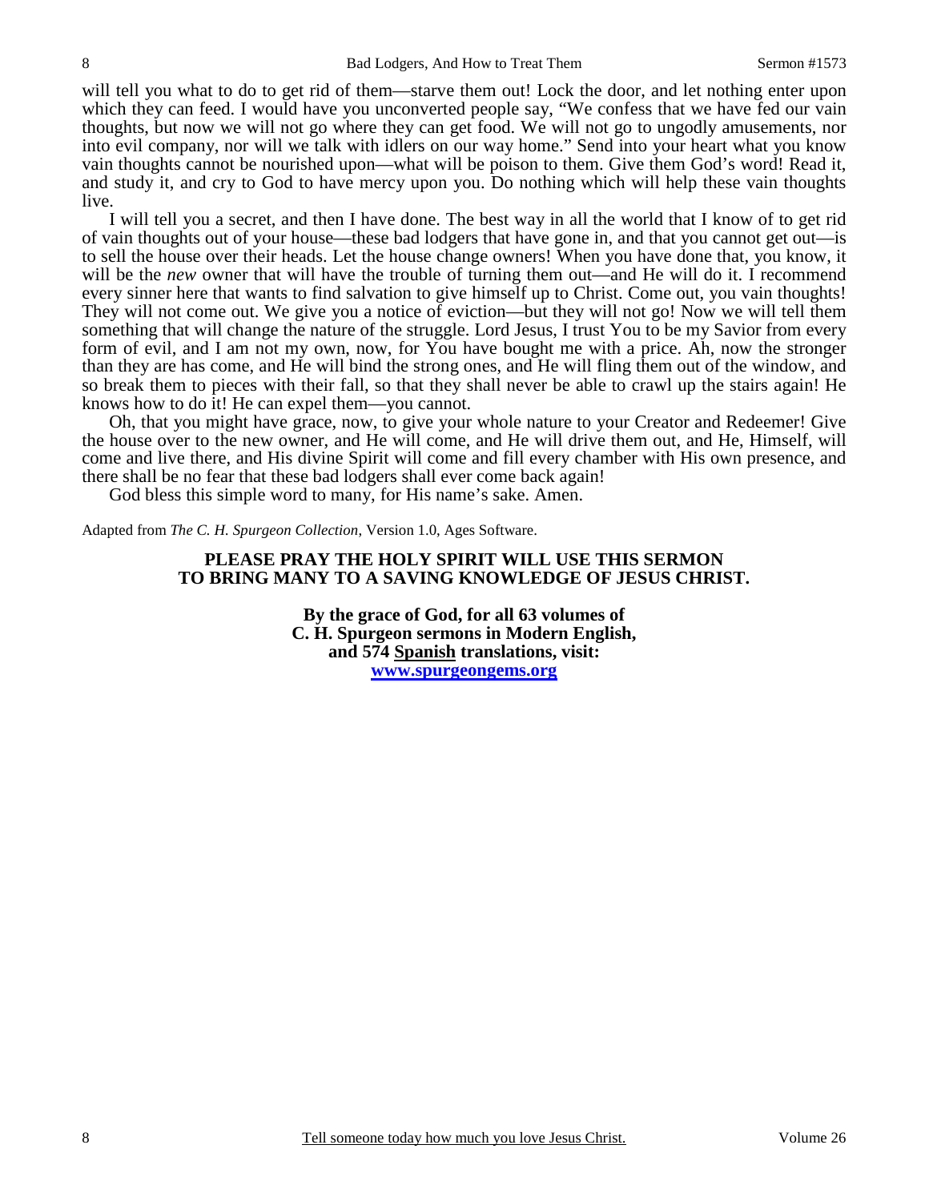will tell you what to do to get rid of them—starve them out! Lock the door, and let nothing enter upon which they can feed. I would have you unconverted people say, "We confess that we have fed our vain thoughts, but now we will not go where they can get food. We will not go to ungodly amusements, nor into evil company, nor will we talk with idlers on our way home." Send into your heart what you know vain thoughts cannot be nourished upon—what will be poison to them. Give them God's word! Read it, and study it, and cry to God to have mercy upon you. Do nothing which will help these vain thoughts live.

I will tell you a secret, and then I have done. The best way in all the world that I know of to get rid of vain thoughts out of your house—these bad lodgers that have gone in, and that you cannot get out—is to sell the house over their heads. Let the house change owners! When you have done that, you know, it will be the *new* owner that will have the trouble of turning them out—and He will do it. I recommend every sinner here that wants to find salvation to give himself up to Christ. Come out, you vain thoughts! They will not come out. We give you a notice of eviction—but they will not go! Now we will tell them something that will change the nature of the struggle. Lord Jesus, I trust You to be my Savior from every form of evil, and I am not my own, now, for You have bought me with a price. Ah, now the stronger than they are has come, and He will bind the strong ones, and He will fling them out of the window, and so break them to pieces with their fall, so that they shall never be able to crawl up the stairs again! He knows how to do it! He can expel them—you cannot.

Oh, that you might have grace, now, to give your whole nature to your Creator and Redeemer! Give the house over to the new owner, and He will come, and He will drive them out, and He, Himself, will come and live there, and His divine Spirit will come and fill every chamber with His own presence, and there shall be no fear that these bad lodgers shall ever come back again!

God bless this simple word to many, for His name's sake. Amen.

Adapted from *The C. H. Spurgeon Collection*, Version 1.0, Ages Software.

**PLEASE PRAY THE HOLY SPIRIT WILL USE THIS SERMON TO BRING MANY TO A SAVING KNOWLEDGE OF JESUS CHRIST.**

**By the grace of God, for all 63 volumes of C. H. Spurgeon sermons in Modern English, and 574 Spanish translations, visit: www.spurgeongems.org**